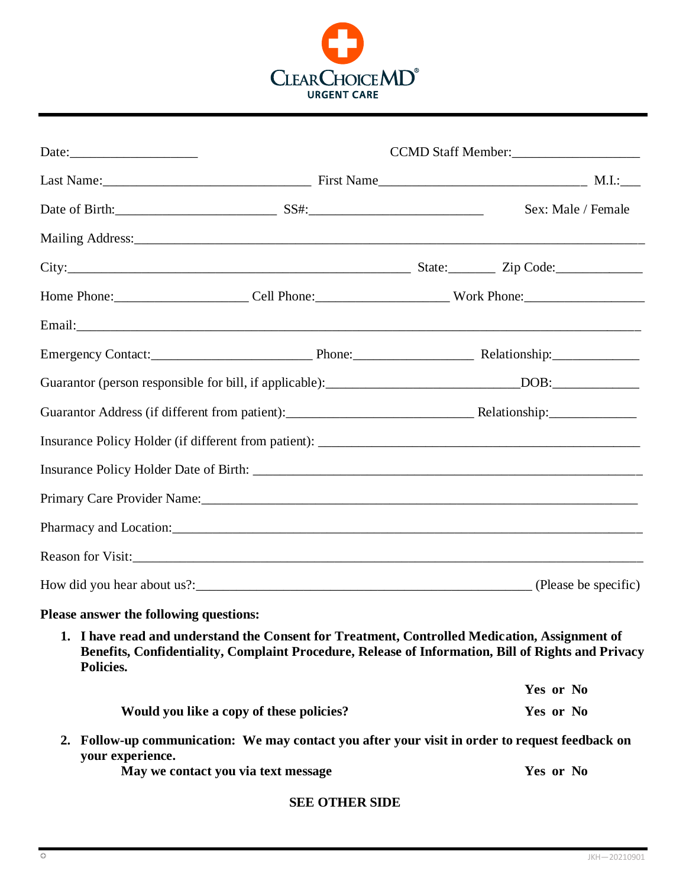**CLEARCHOICEMD® URGENT CARE**

Date:___________________ CCMD Staff Member:___________________

Last Name:______________________________ First Name______________________________ M.I.:___

Date of Birth:_______________________ SS#:_________________________ Sex: Male / Female

Mailing Address:___________________________________________________________________________

City:___________________________________________________ State:_______ Zip Code:_____________

Home Phone:___________________ Cell Phone:___________________ Work Phone:_________________

Email:_____________________________________________________________________________________

Emergency Contact:_______________________ Phone:_________________ Relationship:_____________

Guarantor (person responsible for bill, if applicable):____________________________DOB:_____________

Guarantor Address (if different from patient):___________________________ Relationship:_____________

Insurance Policy Holder (if different from patient): _____________________________________________

Insurance Policy Holder Date of Birth: _______________________________________________________

Primary Care Provider Name:______________________________________________________________

Pharmacy and Location:___________________________________________________________________

Reason for Visit:__________________________________________________________________________

How did you hear about us?:____________________________________________ (Please be specific)

**Please answer the following questions:**

1. **I have read and understand the Consent for Treatment, Controlled Medication, Assignment of Benefits, Confidentiality, Complaint Procedure, Release of Information, Bill of Rights and Privacy Policies.**

   **Yes or No**

   **Would you like a copy of these policies?** **Yes or No**

2. **Follow-up communication: We may contact you after your visit in order to request feedback on your experience.**

   **May we contact you via text message** **Yes or No**

**SEE OTHER SIDE**

JKH—20210901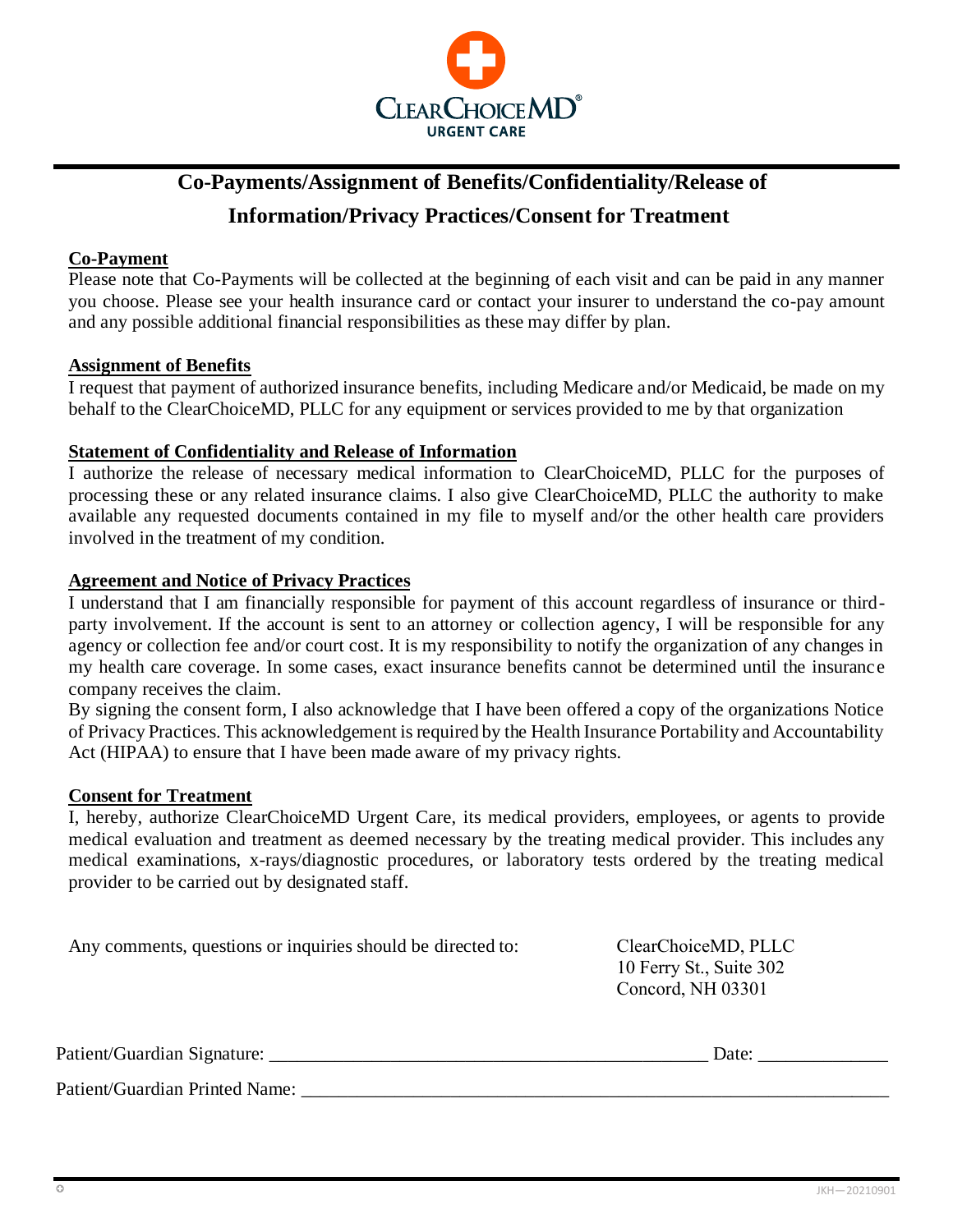CLEARCHOICEMD®
URGENT CARE

# Co-Payments/Assignment of Benefits/Confidentiality/Release of Information/Privacy Practices/Consent for Treatment

**Co-Payment**

Please note that Co-Payments will be collected at the beginning of each visit and can be paid in any manner you choose. Please see your health insurance card or contact your insurer to understand the co-pay amount and any possible additional financial responsibilities as these may differ by plan.

**Assignment of Benefits**

I request that payment of authorized insurance benefits, including Medicare and/or Medicaid, be made on my behalf to the ClearChoiceMD, PLLC for any equipment or services provided to me by that organization

**Statement of Confidentiality and Release of Information**

I authorize the release of necessary medical information to ClearChoiceMD, PLLC for the purposes of processing these or any related insurance claims. I also give ClearChoiceMD, PLLC the authority to make available any requested documents contained in my file to myself and/or the other health care providers involved in the treatment of my condition.

**Agreement and Notice of Privacy Practices**

I understand that I am financially responsible for payment of this account regardless of insurance or third-party involvement. If the account is sent to an attorney or collection agency, I will be responsible for any agency or collection fee and/or court cost. It is my responsibility to notify the organization of any changes in my health care coverage. In some cases, exact insurance benefits cannot be determined until the insurance company receives the claim.

By signing the consent form, I also acknowledge that I have been offered a copy of the organizations Notice of Privacy Practices. This acknowledgement is required by the Health Insurance Portability and Accountability Act (HIPAA) to ensure that I have been made aware of my privacy rights.

**Consent for Treatment**

I, hereby, authorize ClearChoiceMD Urgent Care, its medical providers, employees, or agents to provide medical evaluation and treatment as deemed necessary by the treating medical provider. This includes any medical examinations, x-rays/diagnostic procedures, or laboratory tests ordered by the treating medical provider to be carried out by designated staff.

Any comments, questions or inquiries should be directed to:

ClearChoiceMD, PLLC
10 Ferry St., Suite 302
Concord, NH 03301

Patient/Guardian Signature: _______________________________________________ Date: ______________

Patient/Guardian Printed Name: ____________________________________________________________

JKH—20210901